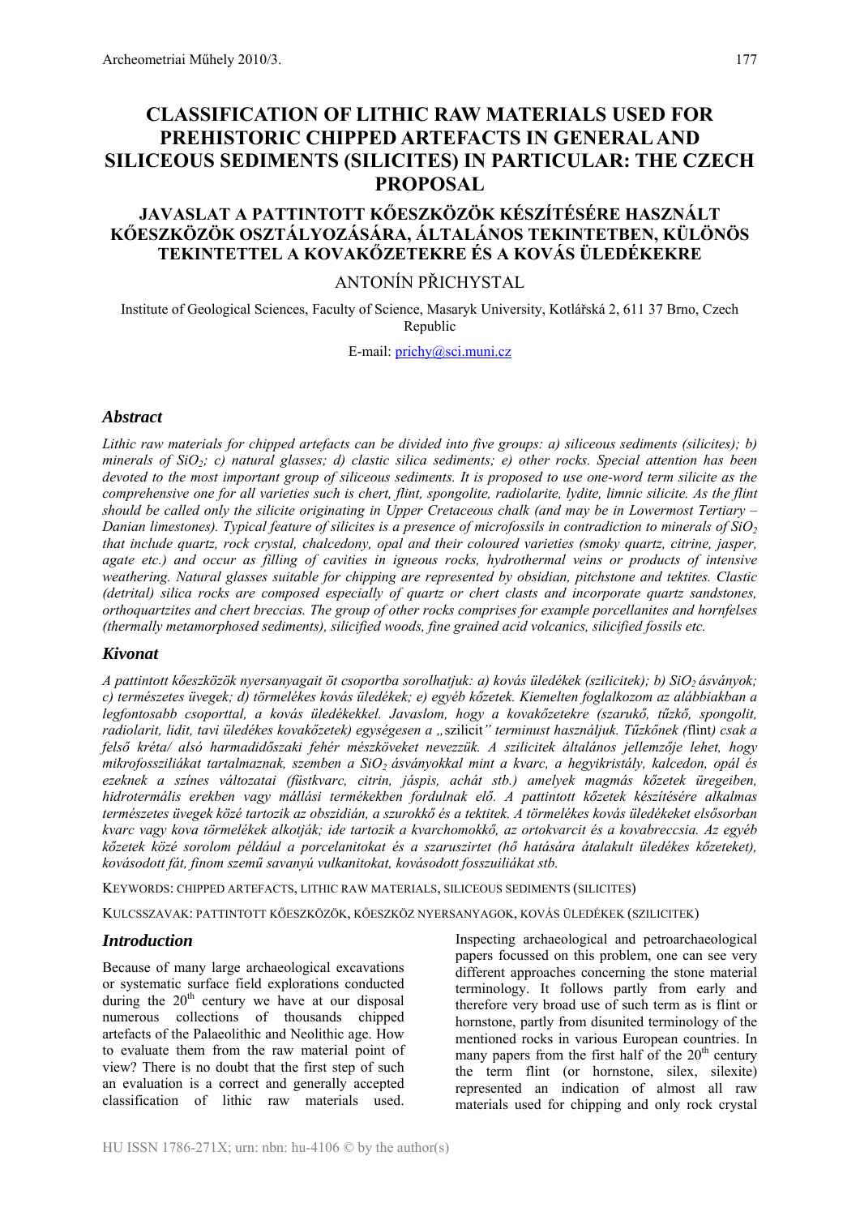# CLASSIFICATION OF LITHIC RAW MATERIALS USED FOR PREHISTORIC CHIPPED ARTEFACTS IN GENERAL AND SILICEOUS SEDIMENTS (SILICITES) IN PARTICULAR: THE CZECH PROPOSAL

## JAVASLAT A PATTINTOTT KŐESZKÖZÖK KÉSZÍTÉSÉRE HASZNÁLT KŐESZKÖZÖK OSZTÁLYOZÁSÁRA, ÁLTALÁNOS TEKINTETBEN, KÜLÖNÖS TEKINTETTEL A KOVAKŐZETEKRE ÉS A KOVÁS ÜLEDÉKEKRE

ANTONÍN PŘICHYSTAL

Institute of Geological Sciences, Faculty of Science, Masaryk University, Kotlářská 2, 611 37 Brno, Czech Republic

E-mail: prichy@sci.muni.cz

### *Abstract*

*Lithic raw materials for chipped artefacts can be divided into five groups: a) siliceous sediments (silicites); b) minerals of $SiO_2$; c) natural glasses; d) clastic silica sediments; e) other rocks. Special attention has been devoted to the most important group of siliceous sediments. It is proposed to use one-word term silicite as the comprehensive one for all varieties such is chert, flint, spongolite, radiolarite, lydite, limnic silicite. As the flint should be called only the silicite originating in Upper Cretaceous chalk (and may be in Lowermost Tertiary – Danian limestones). Typical feature of silicites is a presence of microfossils in contradiction to minerals of $SiO_2$ that include quartz, rock crystal, chalcedony, opal and their coloured varieties (smoky quartz, citrine, jasper, agate etc.) and occur as filling of cavities in igneous rocks, hydrothermal veins or products of intensive weathering. Natural glasses suitable for chipping are represented by obsidian, pitchstone and tektites. Clastic (detrital) silica rocks are composed especially of quartz or chert clasts and incorporate quartz sandstones, orthoquartzites and chert breccias. The group of other rocks comprises for example porcellanites and hornfelses (thermally metamorphosed sediments), silicified woods, fine grained acid volcanics, silicified fossils etc.*

### *Kivonat*

*A pattintott kőeszközök nyersanyagait öt csoportba sorolhatjuk: a) kovás üledékek (szilicitek); b) $SiO_2$ ásványok; c) természetes üvegek; d) törmelékes kovás üledékek; e) egyéb kőzetek. Kiemelten foglalkozom az alábbiakban a legfontosabb csoporttal, a kovás üledékekkel. Javaslom, hogy a kovakőzetekre (szarukő, tűzkő, spongolit, radiolarit, lidit, tavi üledékes kovakőzetek) egységesen a „*szilicit*" terminust használjuk. Tűzkőnek (*flint*) csak a felső kréta/ alsó harmadidőszaki fehér mészköveket nevezzük. A szilicitek általános jellemzője lehet, hogy mikrofosszíliákat tartalmaznak, szemben a $SiO_2$ ásványokkal mint a kvarc, a hegyikristály, kalcedon, opál és ezeknek a színes változatai (füstkvarc, citrin, jáspis, achát stb.) amelyek magmás kőzetek üregeiben, hidrotermális erekben vagy mállási termékekben fordulnak elő. A pattintott kőzetek készítésére alkalmas természetes üvegek közé tartozik az obszidián, a szurokkő és a tektitek. A törmelékes kovás üledékeket elsősorban kvarc vagy kova törmelékek alkotják; ide tartozik a kvarchomokkő, az ortokvarcit és a kovabreccsia. Az egyéb kőzetek közé sorolom például a porcelanitokat és a szaruszirtet (hő hatására átalakult üledékes kőzeteket), kovásodott fát, finom szemű savanyú vulkanitokat, kovásodott fosszuiliákat stb.*

KEYWORDS: CHIPPED ARTEFACTS, LITHIC RAW MATERIALS, SILICEOUS SEDIMENTS (SILICITES)

KULCSSZAVAK: PATTINTOTT KŐESZKÖZÖK, KŐESZKÖZ NYERSANYAGOK, KOVÁS ÜLEDÉKEK (SZILICITEK)

### *Introduction*

Because of many large archaeological excavations or systematic surface field explorations conducted during the 20th century we have at our disposal numerous collections of thousands chipped artefacts of the Palaeolithic and Neolithic age. How to evaluate them from the raw material point of view? There is no doubt that the first step of such an evaluation is a correct and generally accepted classification of lithic raw materials used. Inspecting archaeological and petroarchaeological papers focussed on this problem, one can see very different approaches concerning the stone material terminology. It follows partly from early and therefore very broad use of such term as is flint or hornstone, partly from disunited terminology of the mentioned rocks in various European countries. In many papers from the first half of the 20th century the term flint (or hornstone, silex, silexite) represented an indication of almost all raw materials used for chipping and only rock crystal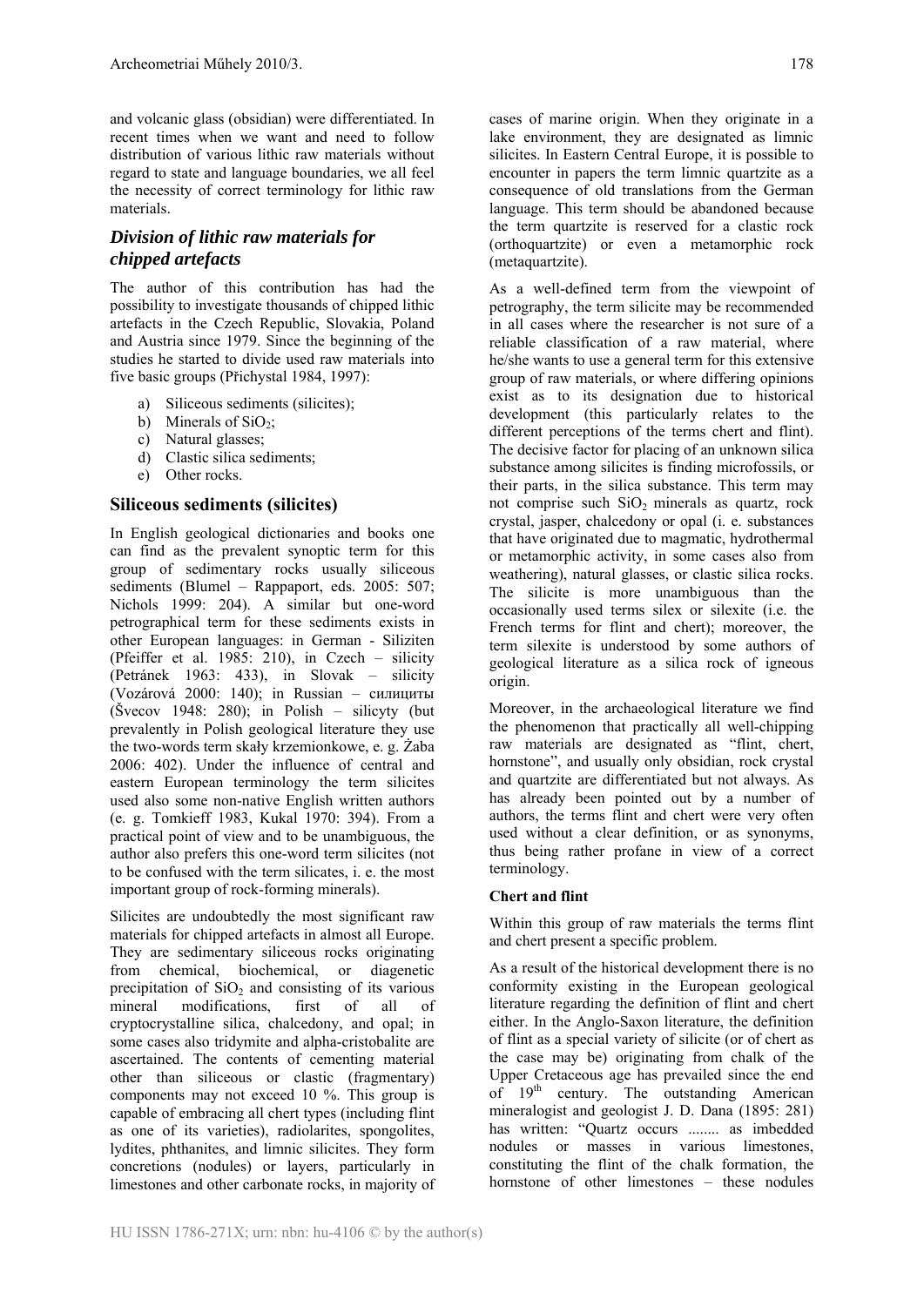and volcanic glass (obsidian) were differentiated. In recent times when we want and need to follow distribution of various lithic raw materials without regard to state and language boundaries, we all feel the necessity of correct terminology for lithic raw materials.

## *Division of lithic raw materials for chipped artefacts*

The author of this contribution has had the possibility to investigate thousands of chipped lithic artefacts in the Czech Republic, Slovakia, Poland and Austria since 1979. Since the beginning of the studies he started to divide used raw materials into five basic groups (Přichystal 1984, 1997):

a) Siliceous sediments (silicites);
b) Minerals of $SiO_2$;
c) Natural glasses;
d) Clastic silica sediments;
e) Other rocks.

### Siliceous sediments (silicites)

In English geological dictionaries and books one can find as the prevalent synoptic term for this group of sedimentary rocks usually siliceous sediments (Blumel – Rappaport, eds. 2005: 507; Nichols 1999: 204). A similar but one-word petrographical term for these sediments exists in other European languages: in German - Siliziten (Pfeiffer et al. 1985: 210), in Czech – silicity (Petránek 1963: 433), in Slovak – silicity (Vozárová 2000: 140); in Russian – силициты (Švecov 1948: 280); in Polish – silicyty (but prevalently in Polish geological literature they use the two-words term skały krzemionkowe, e. g. Żaba 2006: 402). Under the influence of central and eastern European terminology the term silicites used also some non-native English written authors (e. g. Tomkieff 1983, Kukal 1970: 394). From a practical point of view and to be unambiguous, the author also prefers this one-word term silicites (not to be confused with the term silicates, i. e. the most important group of rock-forming minerals).

Silicites are undoubtedly the most significant raw materials for chipped artefacts in almost all Europe. They are sedimentary siliceous rocks originating from chemical, biochemical, or diagenetic precipitation of $SiO_2$ and consisting of its various mineral modifications, first of all of cryptocrystalline silica, chalcedony, and opal; in some cases also tridymite and alpha-cristobalite are ascertained. The contents of cementing material other than siliceous or clastic (fragmentary) components may not exceed 10 %. This group is capable of embracing all chert types (including flint as one of its varieties), radiolarites, spongolites, lydites, phthanites, and limnic silicites. They form concretions (nodules) or layers, particularly in limestones and other carbonate rocks, in majority of cases of marine origin. When they originate in a lake environment, they are designated as limnic silicites. In Eastern Central Europe, it is possible to encounter in papers the term limnic quartzite as a consequence of old translations from the German language. This term should be abandoned because the term quartzite is reserved for a clastic rock (orthoquartzite) or even a metamorphic rock (metaquartzite).

As a well-defined term from the viewpoint of petrography, the term silicite may be recommended in all cases where the researcher is not sure of a reliable classification of a raw material, where he/she wants to use a general term for this extensive group of raw materials, or where differing opinions exist as to its designation due to historical development (this particularly relates to the different perceptions of the terms chert and flint). The decisive factor for placing of an unknown silica substance among silicites is finding microfossils, or their parts, in the silica substance. This term may not comprise such $SiO_2$ minerals as quartz, rock crystal, jasper, chalcedony or opal (i. e. substances that have originated due to magmatic, hydrothermal or metamorphic activity, in some cases also from weathering), natural glasses, or clastic silica rocks. The silicite is more unambiguous than the occasionally used terms silex or silexite (i.e. the French terms for flint and chert); moreover, the term silexite is understood by some authors of geological literature as a silica rock of igneous origin.

Moreover, in the archaeological literature we find the phenomenon that practically all well-chipping raw materials are designated as "flint, chert, hornstone", and usually only obsidian, rock crystal and quartzite are differentiated but not always. As has already been pointed out by a number of authors, the terms flint and chert were very often used without a clear definition, or as synonyms, thus being rather profane in view of a correct terminology.

#### Chert and flint

Within this group of raw materials the terms flint and chert present a specific problem.

As a result of the historical development there is no conformity existing in the European geological literature regarding the definition of flint and chert either. In the Anglo-Saxon literature, the definition of flint as a special variety of silicite (or of chert as the case may be) originating from chalk of the Upper Cretaceous age has prevailed since the end of 19th century. The outstanding American mineralogist and geologist J. D. Dana (1895: 281) has written: "Quartz occurs ........ as imbedded nodules or masses in various limestones, constituting the flint of the chalk formation, the hornstone of other limestones – these nodules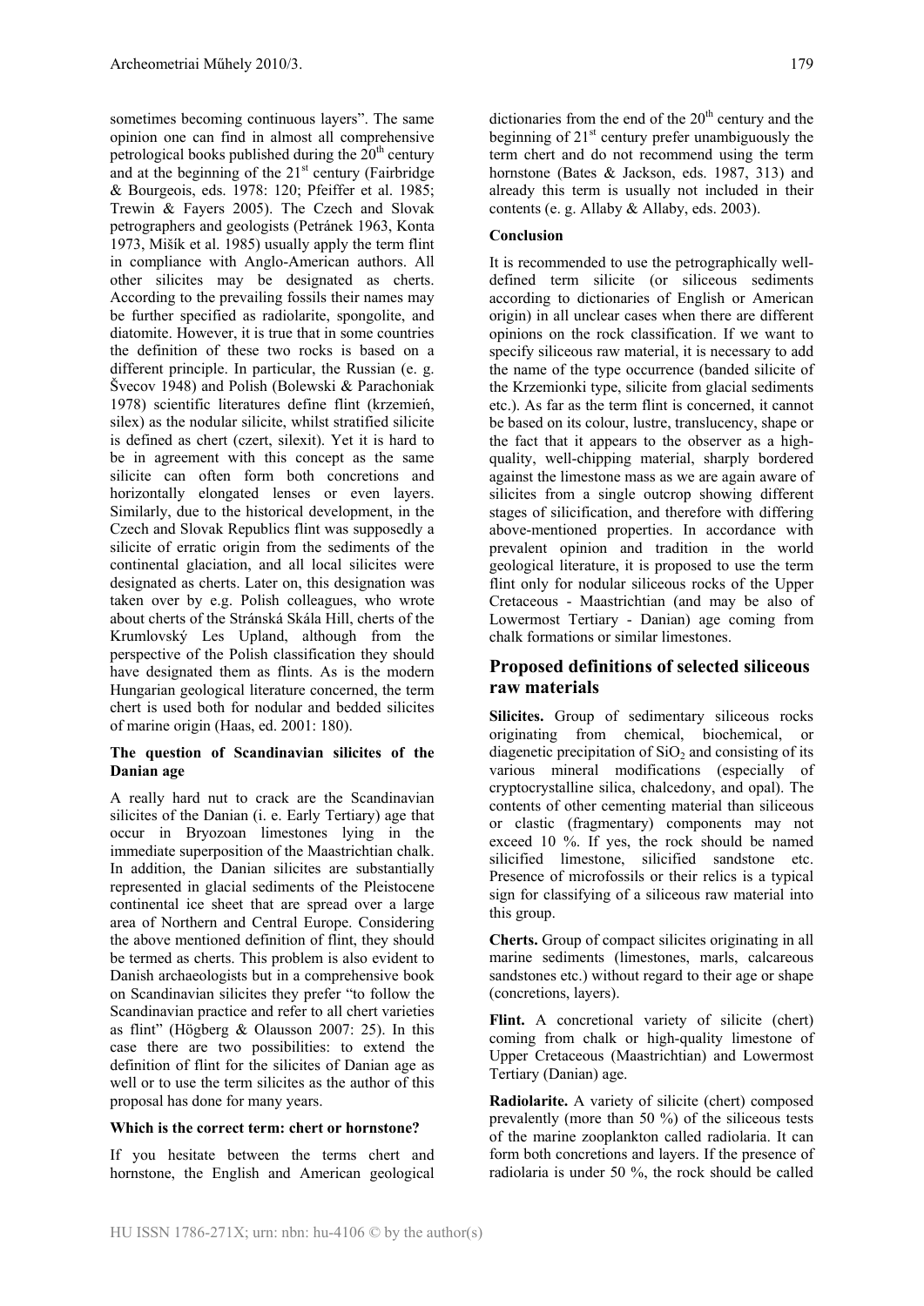sometimes becoming continuous layers". The same opinion one can find in almost all comprehensive petrological books published during the 20th century and at the beginning of the 21st century (Fairbridge & Bourgeois, eds. 1978: 120; Pfeiffer et al. 1985; Trewin & Fayers 2005). The Czech and Slovak petrographers and geologists (Petránek 1963, Konta 1973, Mišík et al. 1985) usually apply the term flint in compliance with Anglo-American authors. All other silicites may be designated as cherts. According to the prevailing fossils their names may be further specified as radiolarite, spongolite, and diatomite. However, it is true that in some countries the definition of these two rocks is based on a different principle. In particular, the Russian (e. g. Švecov 1948) and Polish (Bolewski & Parachoniak 1978) scientific literatures define flint (krzemień, silex) as the nodular silicite, whilst stratified silicite is defined as chert (czert, silexit). Yet it is hard to be in agreement with this concept as the same silicite can often form both concretions and horizontally elongated lenses or even layers. Similarly, due to the historical development, in the Czech and Slovak Republics flint was supposedly a silicite of erratic origin from the sediments of the continental glaciation, and all local silicites were designated as cherts. Later on, this designation was taken over by e.g. Polish colleagues, who wrote about cherts of the Stránská Skála Hill, cherts of the Krumlovský Les Upland, although from the perspective of the Polish classification they should have designated them as flints. As is the modern Hungarian geological literature concerned, the term chert is used both for nodular and bedded silicites of marine origin (Haas, ed. 2001: 180).

#### The question of Scandinavian silicites of the Danian age

A really hard nut to crack are the Scandinavian silicites of the Danian (i. e. Early Tertiary) age that occur in Bryozoan limestones lying in the immediate superposition of the Maastrichtian chalk. In addition, the Danian silicites are substantially represented in glacial sediments of the Pleistocene continental ice sheet that are spread over a large area of Northern and Central Europe. Considering the above mentioned definition of flint, they should be termed as cherts. This problem is also evident to Danish archaeologists but in a comprehensive book on Scandinavian silicites they prefer "to follow the Scandinavian practice and refer to all chert varieties as flint" (Högberg & Olausson 2007: 25). In this case there are two possibilities: to extend the definition of flint for the silicites of Danian age as well or to use the term silicites as the author of this proposal has done for many years.

#### Which is the correct term: chert or hornstone?

If you hesitate between the terms chert and hornstone, the English and American geological dictionaries from the end of the 20th century and the beginning of 21st century prefer unambiguously the term chert and do not recommend using the term hornstone (Bates & Jackson, eds. 1987, 313) and already this term is usually not included in their contents (e. g. Allaby & Allaby, eds. 2003).

#### Conclusion

It is recommended to use the petrographically well-defined term silicite (or siliceous sediments according to dictionaries of English or American origin) in all unclear cases when there are different opinions on the rock classification. If we want to specify siliceous raw material, it is necessary to add the name of the type occurrence (banded silicite of the Krzemionki type, silicite from glacial sediments etc.). As far as the term flint is concerned, it cannot be based on its colour, lustre, translucency, shape or the fact that it appears to the observer as a high-quality, well-chipping material, sharply bordered against the limestone mass as we are again aware of silicites from a single outcrop showing different stages of silicification, and therefore with differing above-mentioned properties. In accordance with prevalent opinion and tradition in the world geological literature, it is proposed to use the term flint only for nodular siliceous rocks of the Upper Cretaceous - Maastrichtian (and may be also of Lowermost Tertiary - Danian) age coming from chalk formations or similar limestones.

## Proposed definitions of selected siliceous raw materials

**Silicites.** Group of sedimentary siliceous rocks originating from chemical, biochemical, or diagenetic precipitation of $SiO_2$ and consisting of its various mineral modifications (especially of cryptocrystalline silica, chalcedony, and opal). The contents of other cementing material than siliceous or clastic (fragmentary) components may not exceed 10 %. If yes, the rock should be named silicified limestone, silicified sandstone etc. Presence of microfossils or their relics is a typical sign for classifying of a siliceous raw material into this group.

**Cherts.** Group of compact silicites originating in all marine sediments (limestones, marls, calcareous sandstones etc.) without regard to their age or shape (concretions, layers).

**Flint.** A concretional variety of silicite (chert) coming from chalk or high-quality limestone of Upper Cretaceous (Maastrichtian) and Lowermost Tertiary (Danian) age.

**Radiolarite.** A variety of silicite (chert) composed prevalently (more than 50 %) of the siliceous tests of the marine zooplankton called radiolaria. It can form both concretions and layers. If the presence of radiolaria is under 50 %, the rock should be called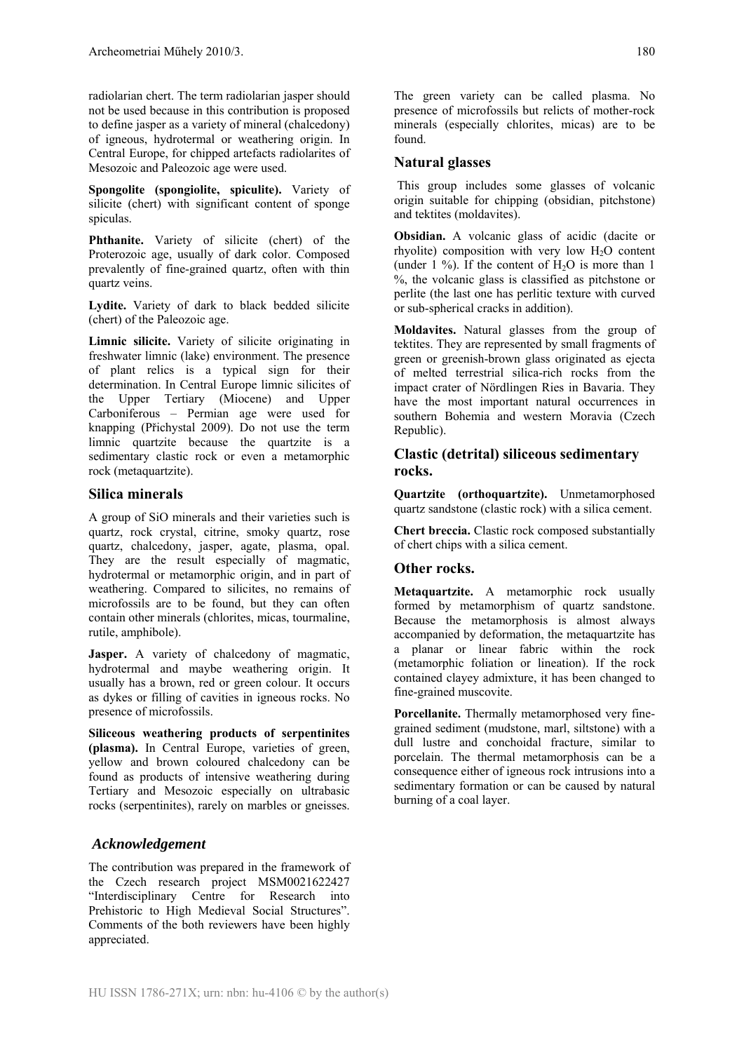radiolarian chert. The term radiolarian jasper should not be used because in this contribution is proposed to define jasper as a variety of mineral (chalcedony) of igneous, hydrotermal or weathering origin. In Central Europe, for chipped artefacts radiolarites of Mesozoic and Paleozoic age were used.

**Spongolite (spongiolite, spiculite).** Variety of silicite (chert) with significant content of sponge spiculas.

**Phthanite.** Variety of silicite (chert) of the Proterozoic age, usually of dark color. Composed prevalently of fine-grained quartz, often with thin quartz veins.

**Lydite.** Variety of dark to black bedded silicite (chert) of the Paleozoic age.

**Limnic silicite.** Variety of silicite originating in freshwater limnic (lake) environment. The presence of plant relics is a typical sign for their determination. In Central Europe limnic silicites of the Upper Tertiary (Miocene) and Upper Carboniferous – Permian age were used for knapping (Přichystal 2009). Do not use the term limnic quartzite because the quartzite is a sedimentary clastic rock or even a metamorphic rock (metaquartzite).

## Silica minerals

A group of SiO minerals and their varieties such is quartz, rock crystal, citrine, smoky quartz, rose quartz, chalcedony, jasper, agate, plasma, opal. They are the result especially of magmatic, hydrotermal or metamorphic origin, and in part of weathering. Compared to silicites, no remains of microfossils are to be found, but they can often contain other minerals (chlorites, micas, tourmaline, rutile, amphibole).

**Jasper.** A variety of chalcedony of magmatic, hydrotermal and maybe weathering origin. It usually has a brown, red or green colour. It occurs as dykes or filling of cavities in igneous rocks. No presence of microfossils.

**Siliceous weathering products of serpentinites (plasma).** In Central Europe, varieties of green, yellow and brown coloured chalcedony can be found as products of intensive weathering during Tertiary and Mesozoic especially on ultrabasic rocks (serpentinites), rarely on marbles or gneisses. The green variety can be called plasma. No presence of microfossils but relicts of mother-rock minerals (especially chlorites, micas) are to be found.

## Natural glasses

This group includes some glasses of volcanic origin suitable for chipping (obsidian, pitchstone) and tektites (moldavites).

**Obsidian.** A volcanic glass of acidic (dacite or rhyolite) composition with very low $H_2O$ content (under 1 %). If the content of $H_2O$ is more than 1 %, the volcanic glass is classified as pitchstone or perlite (the last one has perlitic texture with curved or sub-spherical cracks in addition).

**Moldavites.** Natural glasses from the group of tektites. They are represented by small fragments of green or greenish-brown glass originated as ejecta of melted terrestrial silica-rich rocks from the impact crater of Nördlingen Ries in Bavaria. They have the most important natural occurrences in southern Bohemia and western Moravia (Czech Republic).

## Clastic (detrital) siliceous sedimentary rocks.

**Quartzite (orthoquartzite).** Unmetamorphosed quartz sandstone (clastic rock) with a silica cement.

**Chert breccia.** Clastic rock composed substantially of chert chips with a silica cement.

## Other rocks.

**Metaquartzite.** A metamorphic rock usually formed by metamorphism of quartz sandstone. Because the metamorphosis is almost always accompanied by deformation, the metaquartzite has a planar or linear fabric within the rock (metamorphic foliation or lineation). If the rock contained clayey admixture, it has been changed to fine-grained muscovite.

**Porcellanite.** Thermally metamorphosed very fine-grained sediment (mudstone, marl, siltstone) with a dull lustre and conchoidal fracture, similar to porcelain. The thermal metamorphosis can be a consequence either of igneous rock intrusions into a sedimentary formation or can be caused by natural burning of a coal layer.

## *Acknowledgement*

The contribution was prepared in the framework of the Czech research project MSM0021622427 "Interdisciplinary Centre for Research into Prehistoric to High Medieval Social Structures". Comments of the both reviewers have been highly appreciated.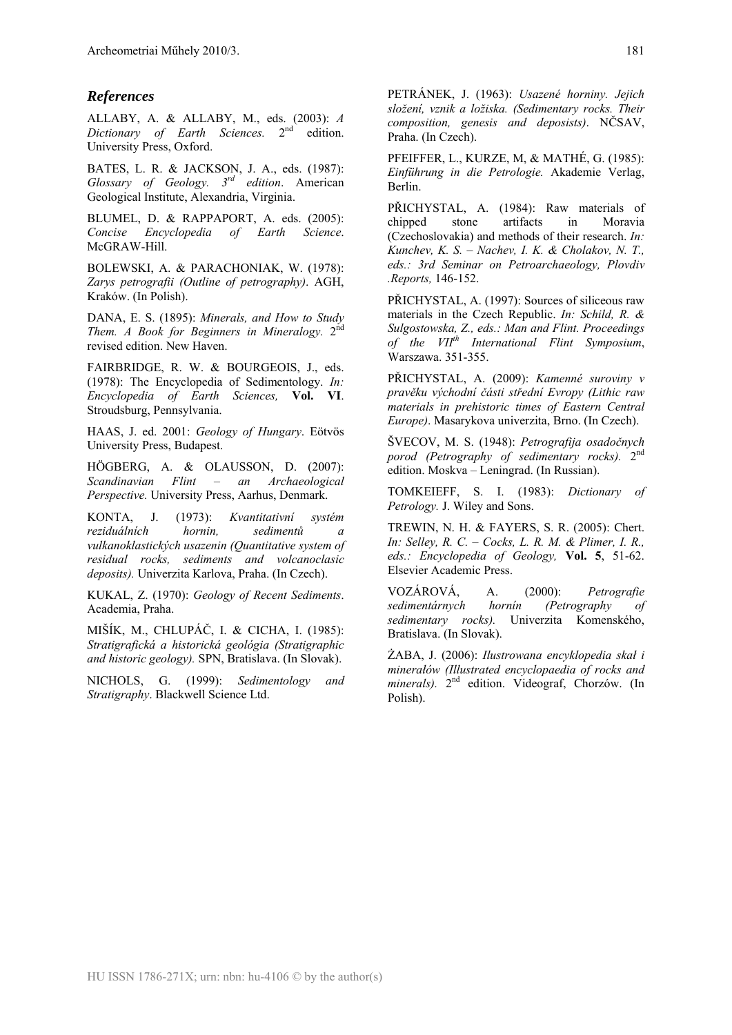## *References*

ALLABY, A. & ALLABY, M., eds. (2003): *A Dictionary of Earth Sciences.* 2nd edition. University Press, Oxford.

BATES, L. R. & JACKSON, J. A., eds. (1987): *Glossary of Geology. 3rd edition*. American Geological Institute, Alexandria, Virginia.

BLUMEL, D. & RAPPAPORT, A. eds. (2005): *Concise Encyclopedia of Earth Science*. McGRAW-Hill.

BOLEWSKI, A. & PARACHONIAK, W. (1978): *Zarys petrografii (Outline of petrography)*. AGH, Kraków. (In Polish).

DANA, E. S. (1895): *Minerals, and How to Study Them. A Book for Beginners in Mineralogy.* 2nd revised edition. New Haven.

FAIRBRIDGE, R. W. & BOURGEOIS, J., eds. (1978): The Encyclopedia of Sedimentology. *In: Encyclopedia of Earth Sciences,* **Vol. VI**. Stroudsburg, Pennsylvania.

HAAS, J. ed. 2001: *Geology of Hungary*. Eötvös University Press, Budapest.

HÖGBERG, A. & OLAUSSON, D. (2007): *Scandinavian Flint – an Archaeological Perspective.* University Press, Aarhus, Denmark.

KONTA, J. (1973): *Kvantitativní systém reziduálních hornin, sedimentů a vulkanoklastických usazenin (Quantitative system of residual rocks, sediments and volcanoclasic deposits).* Univerzita Karlova, Praha. (In Czech).

KUKAL, Z. (1970): *Geology of Recent Sediments*. Academia, Praha.

MIŠÍK, M., CHLUPÁČ, I. & CICHA, I. (1985): *Stratigrafická a historická geológia (Stratigraphic and historic geology).* SPN, Bratislava. (In Slovak).

NICHOLS, G. (1999): *Sedimentology and Stratigraphy*. Blackwell Science Ltd.

PETRÁNEK, J. (1963): *Usazené horniny. Jejich složení, vznik a ložiska. (Sedimentary rocks. Their composition, genesis and deposists)*. NČSAV, Praha. (In Czech).

PFEIFFER, L., KURZE, M, & MATHÉ, G. (1985): *Einführung in die Petrologie.* Akademie Verlag, Berlin.

PŘICHYSTAL, A. (1984): Raw materials of chipped stone artifacts in Moravia (Czechoslovakia) and methods of their research. *In: Kunchev, K. S. – Nachev, I. K. & Cholakov, N. T., eds.: 3rd Seminar on Petroarchaeology, Plovdiv .Reports,* 146-152.

PŘICHYSTAL, A. (1997): Sources of siliceous raw materials in the Czech Republic. *In: Schild, R. & Sulgostowska, Z., eds.: Man and Flint. Proceedings of the VIIth International Flint Symposium*, Warszawa. 351-355.

PŘICHYSTAL, A. (2009): *Kamenné suroviny v pravěku východní části střední Evropy (Lithic raw materials in prehistoric times of Eastern Central Europe)*. Masarykova univerzita, Brno. (In Czech).

ŠVECOV, M. S. (1948): *Petrografija osadočnych porod (Petrography of sedimentary rocks).* 2nd edition. Moskva – Leningrad. (In Russian).

TOMKEIEFF, S. I. (1983): *Dictionary of Petrology.* J. Wiley and Sons.

TREWIN, N. H. & FAYERS, S. R. (2005): Chert. *In: Selley, R. C. – Cocks, L. R. M. & Plimer, I. R., eds.: Encyclopedia of Geology,* **Vol. 5**, 51-62. Elsevier Academic Press.

VOZÁROVÁ, A. (2000): *Petrografie sedimentárnych hornín (Petrography of sedimentary rocks).* Univerzita Komenského, Bratislava. (In Slovak).

ŻABA, J. (2006): *Ilustrowana encyklopedia skał i minerałów (Illustrated encyclopaedia of rocks and minerals).* 2nd edition. Videograf, Chorzów. (In Polish).